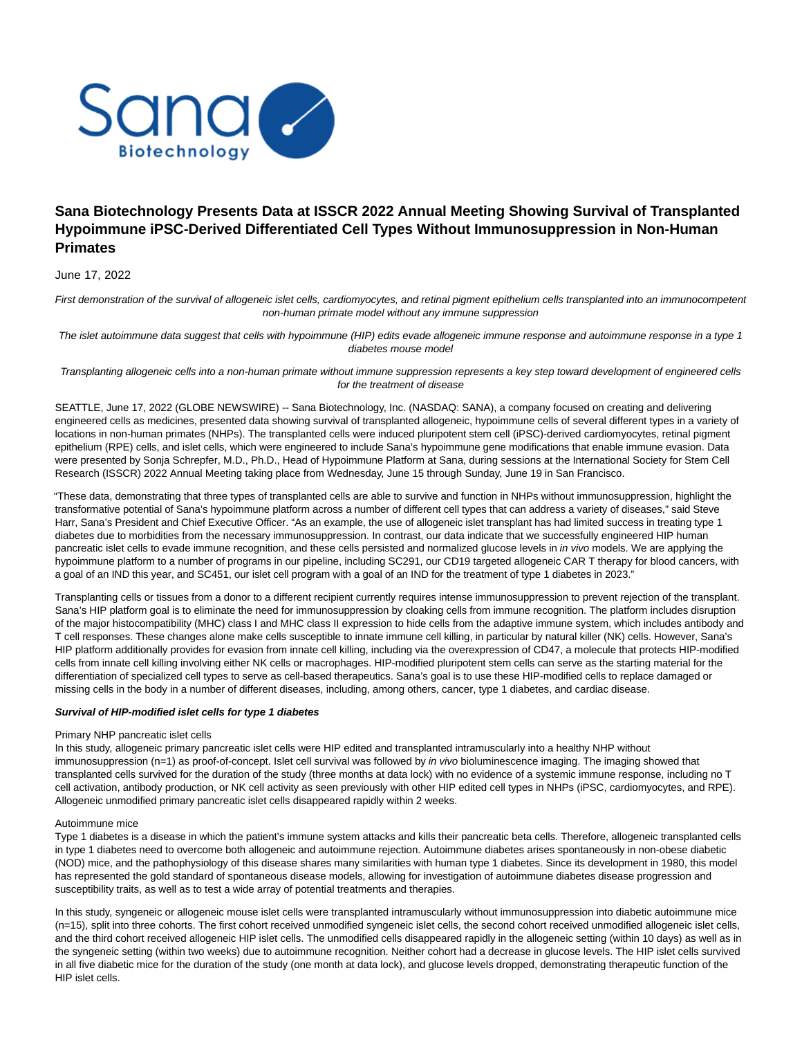# Sana Biotechnology Presents Data at ISSCR 2022 Annual Meeting Showing Survival of Transplanted Hypoimmune iPSC-Derived Differentiated Cell Types Without Immunosuppression in Non-Human Primates

June 17, 2022

*First demonstration of the survival of allogeneic islet cells, cardiomyocytes, and retinal pigment epithelium cells transplanted into an immunocompetent non-human primate model without any immune suppression*

*The islet autoimmune data suggest that cells with hypoimmune (HIP) edits evade allogeneic immune response and autoimmune response in a type 1 diabetes mouse model*

*Transplanting allogeneic cells into a non-human primate without immune suppression represents a key step toward development of engineered cells for the treatment of disease*

SEATTLE, June 17, 2022 (GLOBE NEWSWIRE) -- Sana Biotechnology, Inc. (NASDAQ: SANA), a company focused on creating and delivering engineered cells as medicines, presented data showing survival of transplanted allogeneic, hypoimmune cells of several different types in a variety of locations in non-human primates (NHPs). The transplanted cells were induced pluripotent stem cell (iPSC)-derived cardiomyocytes, retinal pigment epithelium (RPE) cells, and islet cells, which were engineered to include Sana's hypoimmune gene modifications that enable immune evasion. Data were presented by Sonja Schrepfer, M.D., Ph.D., Head of Hypoimmune Platform at Sana, during sessions at the International Society for Stem Cell Research (ISSCR) 2022 Annual Meeting taking place from Wednesday, June 15 through Sunday, June 19 in San Francisco.

"These data, demonstrating that three types of transplanted cells are able to survive and function in NHPs without immunosuppression, highlight the transformative potential of Sana's hypoimmune platform across a number of different cell types that can address a variety of diseases," said Steve Harr, Sana's President and Chief Executive Officer. "As an example, the use of allogeneic islet transplant has had limited success in treating type 1 diabetes due to morbidities from the necessary immunosuppression. In contrast, our data indicate that we successfully engineered HIP human pancreatic islet cells to evade immune recognition, and these cells persisted and normalized glucose levels in *in vivo* models. We are applying the hypoimmune platform to a number of programs in our pipeline, including SC291, our CD19 targeted allogeneic CAR T therapy for blood cancers, with a goal of an IND this year, and SC451, our islet cell program with a goal of an IND for the treatment of type 1 diabetes in 2023."

Transplanting cells or tissues from a donor to a different recipient currently requires intense immunosuppression to prevent rejection of the transplant. Sana's HIP platform goal is to eliminate the need for immunosuppression by cloaking cells from immune recognition. The platform includes disruption of the major histocompatibility (MHC) class I and MHC class II expression to hide cells from the adaptive immune system, which includes antibody and T cell responses. These changes alone make cells susceptible to innate immune cell killing, in particular by natural killer (NK) cells. However, Sana's HIP platform additionally provides for evasion from innate cell killing, including via the overexpression of CD47, a molecule that protects HIP-modified cells from innate cell killing involving either NK cells or macrophages. HIP-modified pluripotent stem cells can serve as the starting material for the differentiation of specialized cell types to serve as cell-based therapeutics. Sana's goal is to use these HIP-modified cells to replace damaged or missing cells in the body in a number of different diseases, including, among others, cancer, type 1 diabetes, and cardiac disease.

**Survival of HIP-modified islet cells for type 1 diabetes**

Primary NHP pancreatic islet cells

In this study, allogeneic primary pancreatic islet cells were HIP edited and transplanted intramuscularly into a healthy NHP without immunosuppression (n=1) as proof-of-concept. Islet cell survival was followed by *in vivo* bioluminescence imaging. The imaging showed that transplanted cells survived for the duration of the study (three months at data lock) with no evidence of a systemic immune response, including no T cell activation, antibody production, or NK cell activity as seen previously with other HIP edited cell types in NHPs (iPSC, cardiomyocytes, and RPE). Allogeneic unmodified primary pancreatic islet cells disappeared rapidly within 2 weeks.

Autoimmune mice

Type 1 diabetes is a disease in which the patient's immune system attacks and kills their pancreatic beta cells. Therefore, allogeneic transplanted cells in type 1 diabetes need to overcome both allogeneic and autoimmune rejection. Autoimmune diabetes arises spontaneously in non-obese diabetic (NOD) mice, and the pathophysiology of this disease shares many similarities with human type 1 diabetes. Since its development in 1980, this model has represented the gold standard of spontaneous disease models, allowing for investigation of autoimmune diabetes disease progression and susceptibility traits, as well as to test a wide array of potential treatments and therapies.

In this study, syngeneic or allogeneic mouse islet cells were transplanted intramuscularly without immunosuppression into diabetic autoimmune mice (n=15), split into three cohorts. The first cohort received unmodified syngeneic islet cells, the second cohort received unmodified allogeneic islet cells, and the third cohort received allogeneic HIP islet cells. The unmodified cells disappeared rapidly in the allogeneic setting (within 10 days) as well as in the syngeneic setting (within two weeks) due to autoimmune recognition. Neither cohort had a decrease in glucose levels. The HIP islet cells survived in all five diabetic mice for the duration of the study (one month at data lock), and glucose levels dropped, demonstrating therapeutic function of the HIP islet cells.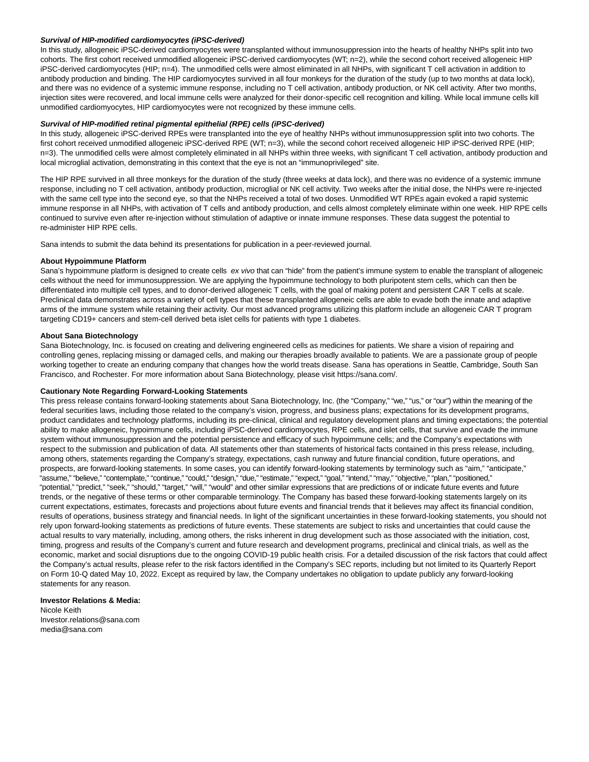***Survival of HIP-modified cardiomyocytes (iPSC-derived)***

In this study, allogeneic iPSC-derived cardiomyocytes were transplanted without immunosuppression into the hearts of healthy NHPs split into two cohorts. The first cohort received unmodified allogeneic iPSC-derived cardiomyocytes (WT; n=2), while the second cohort received allogeneic HIP iPSC-derived cardiomyocytes (HIP; n=4). The unmodified cells were almost eliminated in all NHPs, with significant T cell activation in addition to antibody production and binding. The HIP cardiomyocytes survived in all four monkeys for the duration of the study (up to two months at data lock), and there was no evidence of a systemic immune response, including no T cell activation, antibody production, or NK cell activity. After two months, injection sites were recovered, and local immune cells were analyzed for their donor-specific cell recognition and killing. While local immune cells kill unmodified cardiomyocytes, HIP cardiomyocytes were not recognized by these immune cells.

***Survival of HIP-modified retinal pigmental epithelial (RPE) cells (iPSC-derived)***

In this study, allogeneic iPSC-derived RPEs were transplanted into the eye of healthy NHPs without immunosuppression split into two cohorts. The first cohort received unmodified allogeneic iPSC-derived RPE (WT; n=3), while the second cohort received allogeneic HIP iPSC-derived RPE (HIP; n=3). The unmodified cells were almost completely eliminated in all NHPs within three weeks, with significant T cell activation, antibody production and local microglial activation, demonstrating in this context that the eye is not an "immunoprivileged" site.

The HIP RPE survived in all three monkeys for the duration of the study (three weeks at data lock), and there was no evidence of a systemic immune response, including no T cell activation, antibody production, microglial or NK cell activity. Two weeks after the initial dose, the NHPs were re-injected with the same cell type into the second eye, so that the NHPs received a total of two doses. Unmodified WT RPEs again evoked a rapid systemic immune response in all NHPs, with activation of T cells and antibody production, and cells almost completely eliminate within one week. HIP RPE cells continued to survive even after re-injection without stimulation of adaptive or innate immune responses. These data suggest the potential to re-administer HIP RPE cells.

Sana intends to submit the data behind its presentations for publication in a peer-reviewed journal.

**About Hypoimmune Platform**

Sana's hypoimmune platform is designed to create cells *ex vivo* that can "hide" from the patient's immune system to enable the transplant of allogeneic cells without the need for immunosuppression. We are applying the hypoimmune technology to both pluripotent stem cells, which can then be differentiated into multiple cell types, and to donor-derived allogeneic T cells, with the goal of making potent and persistent CAR T cells at scale. Preclinical data demonstrates across a variety of cell types that these transplanted allogeneic cells are able to evade both the innate and adaptive arms of the immune system while retaining their activity. Our most advanced programs utilizing this platform include an allogeneic CAR T program targeting CD19+ cancers and stem-cell derived beta islet cells for patients with type 1 diabetes.

**About Sana Biotechnology**

Sana Biotechnology, Inc. is focused on creating and delivering engineered cells as medicines for patients. We share a vision of repairing and controlling genes, replacing missing or damaged cells, and making our therapies broadly available to patients. We are a passionate group of people working together to create an enduring company that changes how the world treats disease. Sana has operations in Seattle, Cambridge, South San Francisco, and Rochester. For more information about Sana Biotechnology, please visit https://sana.com/.

**Cautionary Note Regarding Forward-Looking Statements**

This press release contains forward-looking statements about Sana Biotechnology, Inc. (the "Company," "we," "us," or "our") within the meaning of the federal securities laws, including those related to the company's vision, progress, and business plans; expectations for its development programs, product candidates and technology platforms, including its pre-clinical, clinical and regulatory development plans and timing expectations; the potential ability to make allogeneic, hypoimmune cells, including iPSC-derived cardiomyocytes, RPE cells, and islet cells, that survive and evade the immune system without immunosuppression and the potential persistence and efficacy of such hypoimmune cells; and the Company's expectations with respect to the submission and publication of data. All statements other than statements of historical facts contained in this press release, including, among others, statements regarding the Company's strategy, expectations, cash runway and future financial condition, future operations, and prospects, are forward-looking statements. In some cases, you can identify forward-looking statements by terminology such as "aim," "anticipate," "assume," "believe," "contemplate," "continue," "could," "design," "due," "estimate," "expect," "goal," "intend," "may," "objective," "plan," "positioned," "potential," "predict," "seek," "should," "target," "will," "would" and other similar expressions that are predictions of or indicate future events and future trends, or the negative of these terms or other comparable terminology. The Company has based these forward-looking statements largely on its current expectations, estimates, forecasts and projections about future events and financial trends that it believes may affect its financial condition, results of operations, business strategy and financial needs. In light of the significant uncertainties in these forward-looking statements, you should not rely upon forward-looking statements as predictions of future events. These statements are subject to risks and uncertainties that could cause the actual results to vary materially, including, among others, the risks inherent in drug development such as those associated with the initiation, cost, timing, progress and results of the Company's current and future research and development programs, preclinical and clinical trials, as well as the economic, market and social disruptions due to the ongoing COVID-19 public health crisis. For a detailed discussion of the risk factors that could affect the Company's actual results, please refer to the risk factors identified in the Company's SEC reports, including but not limited to its Quarterly Report on Form 10-Q dated May 10, 2022. Except as required by law, the Company undertakes no obligation to update publicly any forward-looking statements for any reason.

**Investor Relations & Media:**

Nicole Keith
Investor.relations@sana.com
media@sana.com